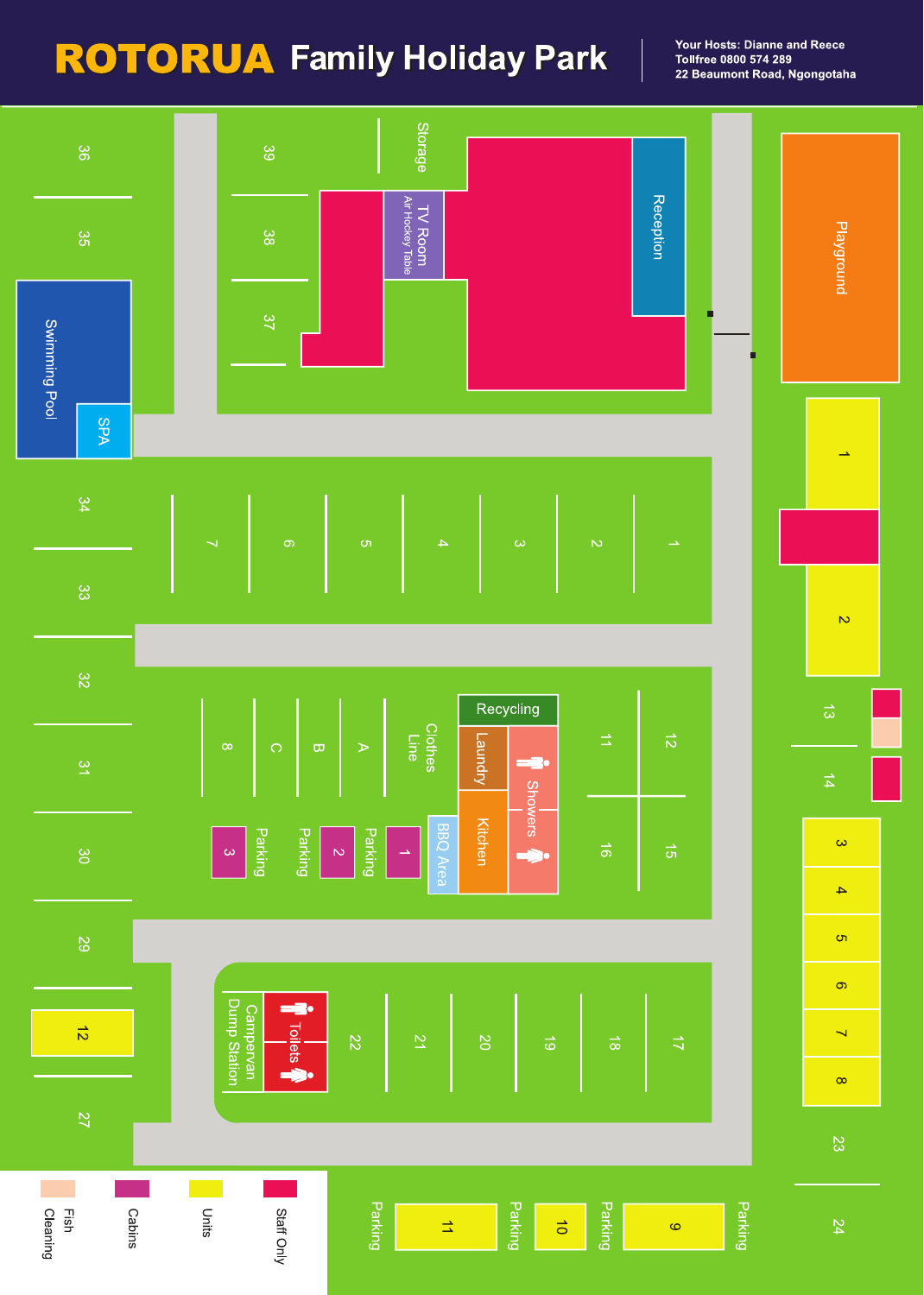# ROTORUA Family Holiday Park

Your Hosts: Dianne and Reece
Tollfree 0800 574 289
22 Beaumont Road, Ngongotaha

Storage

TV Room
Air Hockey Table

Reception

Playground

Swimming Pool

SPA

36 35 34 33 32 31 30 29 27

39 38 37

7 6 5 4 3 2 1

1 2

13 14

8 C B A

Clothes Line

Recycling

Laundry

Showers

Kitchen

BBQ Area

11 12 16 15

3 Parking 2 Parking 1 Parking

3 4 5 6 7 8

12

Campervan Dump Station

Toilets

22 21 20 19 18 17

23

24

Parking 11 Parking 10 Parking 9 Parking

| Legend | |
|---|---|
| Fish Cleaning | |
| Cabins | |
| Units | |
| Staff Only | |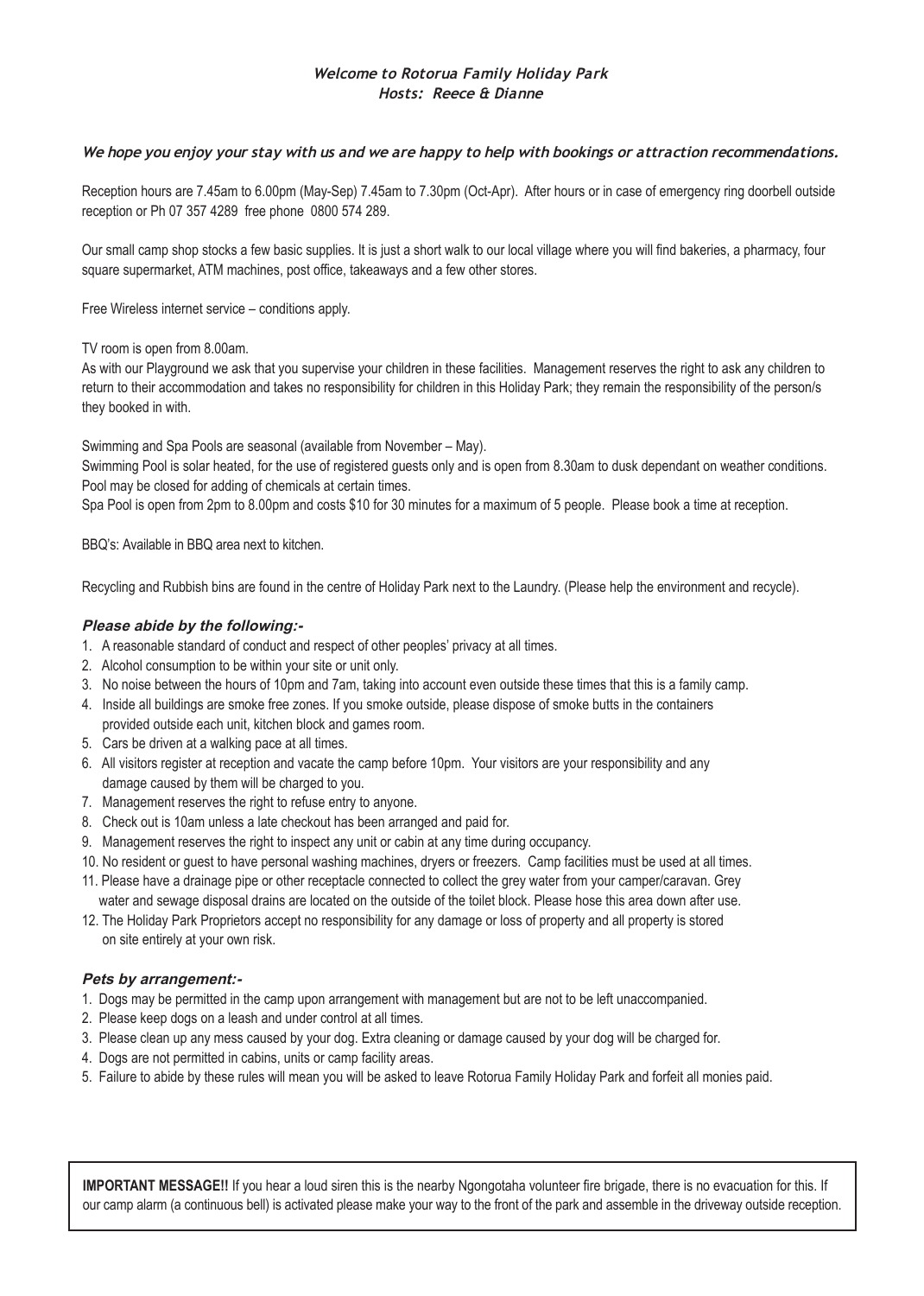***Welcome to Rotorua Family Holiday Park***
***Hosts: Reece & Dianne***

***We hope you enjoy your stay with us and we are happy to help with bookings or attraction recommendations.***

Reception hours are 7.45am to 6.00pm (May-Sep) 7.45am to 7.30pm (Oct-Apr). After hours or in case of emergency ring doorbell outside reception or Ph 07 357 4289 free phone 0800 574 289.

Our small camp shop stocks a few basic supplies. It is just a short walk to our local village where you will find bakeries, a pharmacy, four square supermarket, ATM machines, post office, takeaways and a few other stores.

Free Wireless internet service – conditions apply.

TV room is open from 8.00am.
As with our Playground we ask that you supervise your children in these facilities. Management reserves the right to ask any children to return to their accommodation and takes no responsibility for children in this Holiday Park; they remain the responsibility of the person/s they booked in with.

Swimming and Spa Pools are seasonal (available from November – May).
Swimming Pool is solar heated, for the use of registered guests only and is open from 8.30am to dusk dependant on weather conditions. Pool may be closed for adding of chemicals at certain times.
Spa Pool is open from 2pm to 8.00pm and costs $10 for 30 minutes for a maximum of 5 people. Please book a time at reception.

BBQ's: Available in BBQ area next to kitchen.

Recycling and Rubbish bins are found in the centre of Holiday Park next to the Laundry. (Please help the environment and recycle).

***Please abide by the following:-***

1. A reasonable standard of conduct and respect of other peoples' privacy at all times.
2. Alcohol consumption to be within your site or unit only.
3. No noise between the hours of 10pm and 7am, taking into account even outside these times that this is a family camp.
4. Inside all buildings are smoke free zones. If you smoke outside, please dispose of smoke butts in the containers provided outside each unit, kitchen block and games room.
5. Cars be driven at a walking pace at all times.
6. All visitors register at reception and vacate the camp before 10pm. Your visitors are your responsibility and any damage caused by them will be charged to you.
7. Management reserves the right to refuse entry to anyone.
8. Check out is 10am unless a late checkout has been arranged and paid for.
9. Management reserves the right to inspect any unit or cabin at any time during occupancy.
10. No resident or guest to have personal washing machines, dryers or freezers. Camp facilities must be used at all times.
11. Please have a drainage pipe or other receptacle connected to collect the grey water from your camper/caravan. Grey water and sewage disposal drains are located on the outside of the toilet block. Please hose this area down after use.
12. The Holiday Park Proprietors accept no responsibility for any damage or loss of property and all property is stored on site entirely at your own risk.

***Pets by arrangement:-***

1. Dogs may be permitted in the camp upon arrangement with management but are not to be left unaccompanied.
2. Please keep dogs on a leash and under control at all times.
3. Please clean up any mess caused by your dog. Extra cleaning or damage caused by your dog will be charged for.
4. Dogs are not permitted in cabins, units or camp facility areas.
5. Failure to abide by these rules will mean you will be asked to leave Rotorua Family Holiday Park and forfeit all monies paid.

**IMPORTANT MESSAGE!!** If you hear a loud siren this is the nearby Ngongotaha volunteer fire brigade, there is no evacuation for this. If our camp alarm (a continuous bell) is activated please make your way to the front of the park and assemble in the driveway outside reception.